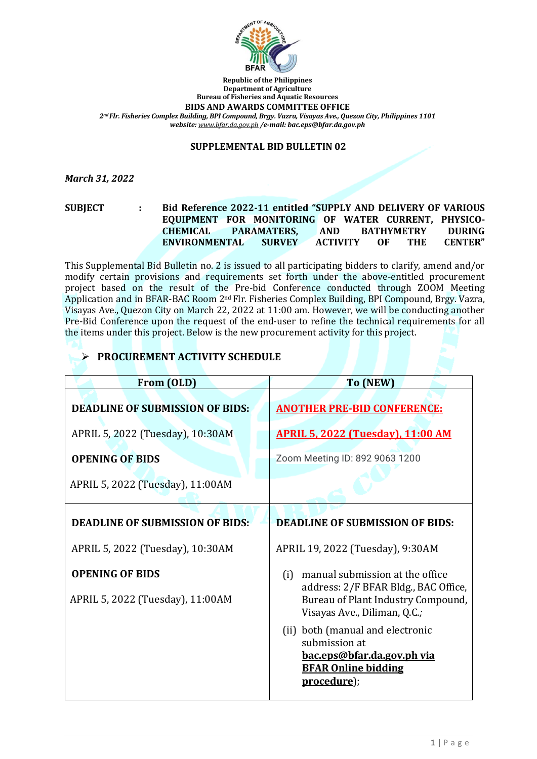Republic of the Philippines
Department of Agriculture
Bureau of Fisheries and Aquatic Resources
**BIDS AND AWARDS COMMITTEE OFFICE**
*2nd Flr. Fisheries Complex Building, BPI Compound, Brgy. Vazra, Visayas Ave., Quezon City, Philippines 1101*
*website: www.bfar.da.gov.ph /e-mail: bac.eps@bfar.da.gov.ph*

**SUPPLEMENTAL BID BULLETIN 02**

*March 31, 2022*

**SUBJECT : Bid Reference 2022-11 entitled "SUPPLY AND DELIVERY OF VARIOUS EQUIPMENT FOR MONITORING OF WATER CURRENT, PHYSICO-CHEMICAL PARAMATERS, AND BATHYMETRY DURING ENVIRONMENTAL SURVEY ACTIVITY OF THE CENTER"**

This Supplemental Bid Bulletin no. 2 is issued to all participating bidders to clarify, amend and/or modify certain provisions and requirements set forth under the above-entitled procurement project based on the result of the Pre-bid Conference conducted through ZOOM Meeting Application and in BFAR-BAC Room 2nd Flr. Fisheries Complex Building, BPI Compound, Brgy. Vazra, Visayas Ave., Quezon City on March 22, 2022 at 11:00 am. However, we will be conducting another Pre-Bid Conference upon the request of the end-user to refine the technical requirements for all the items under this project. Below is the new procurement activity for this project.

- **PROCUREMENT ACTIVITY SCHEDULE**

| From (OLD) | To (NEW) |
|---|---|
| **DEADLINE OF SUBMISSION OF BIDS:**<br>APRIL 5, 2022 (Tuesday), 10:30AM<br>**OPENING OF BIDS**<br>APRIL 5, 2022 (Tuesday), 11:00AM | **ANOTHER PRE-BID CONFERENCE:**<br>**APRIL 5, 2022 (Tuesday), 11:00 AM**<br>Zoom Meeting ID: 892 9063 1200 |
| **DEADLINE OF SUBMISSION OF BIDS:**<br>APRIL 5, 2022 (Tuesday), 10:30AM<br>**OPENING OF BIDS**<br>APRIL 5, 2022 (Tuesday), 11:00AM | **DEADLINE OF SUBMISSION OF BIDS:**<br>APRIL 19, 2022 (Tuesday), 9:30AM<br>(i) manual submission at the office address: 2/F BFAR Bldg., BAC Office, Bureau of Plant Industry Compound, Visayas Ave., Diliman, Q.C.*;*<br>(ii) both (manual and electronic submission at **bac.eps@bfar.da.gov.ph via BFAR Online bidding procedure**); |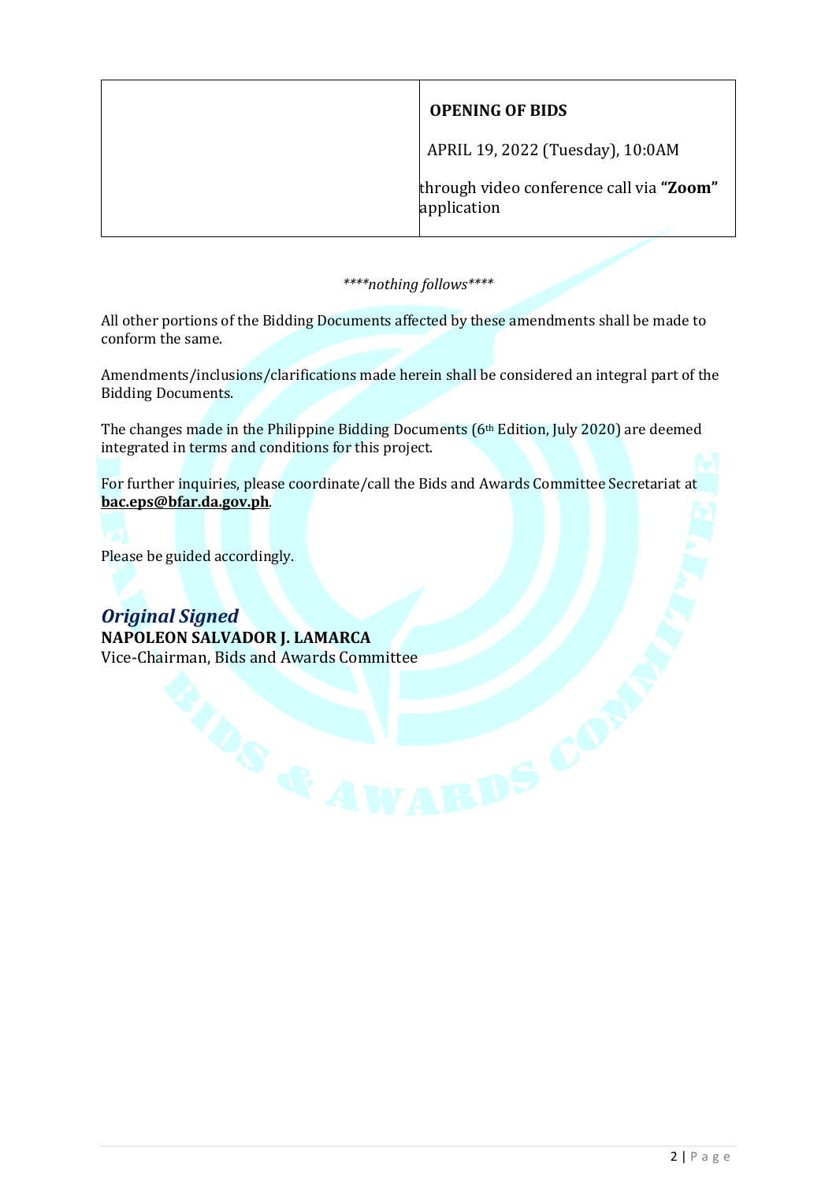| | |
|---|---|
| | **OPENING OF BIDS**<br><br>APRIL 19, 2022 (Tuesday), 10:0AM<br><br>through video conference call via **"Zoom"** application |

*\*\*\*\*nothing follows\*\*\*\**

All other portions of the Bidding Documents affected by these amendments shall be made to conform the same.

Amendments/inclusions/clarifications made herein shall be considered an integral part of the Bidding Documents.

The changes made in the Philippine Bidding Documents (6th Edition, July 2020) are deemed integrated in terms and conditions for this project.

For further inquiries, please coordinate/call the Bids and Awards Committee Secretariat at **bac.eps@bfar.da.gov.ph**.

Please be guided accordingly.

***Original Signed***
**NAPOLEON SALVADOR J. LAMARCA**
Vice-Chairman, Bids and Awards Committee